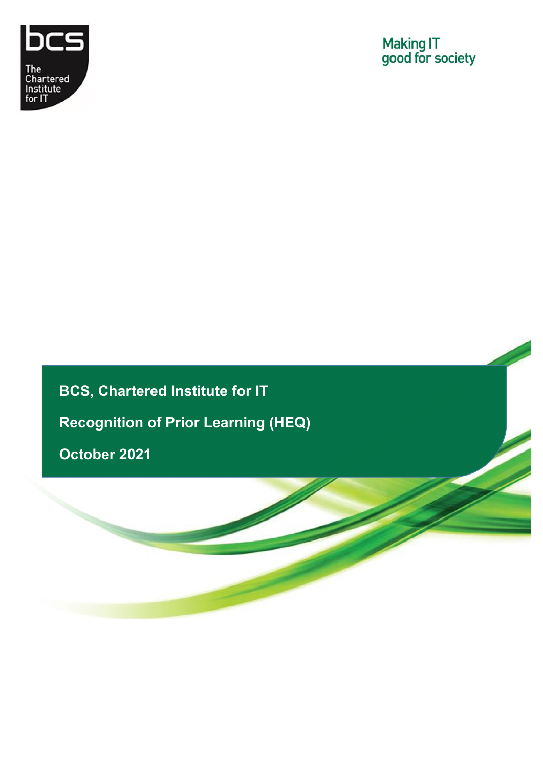bcs

The Chartered Institute for IT

Making IT good for society

# BCS, Chartered Institute for IT

## Recognition of Prior Learning (HEQ)

## October 2021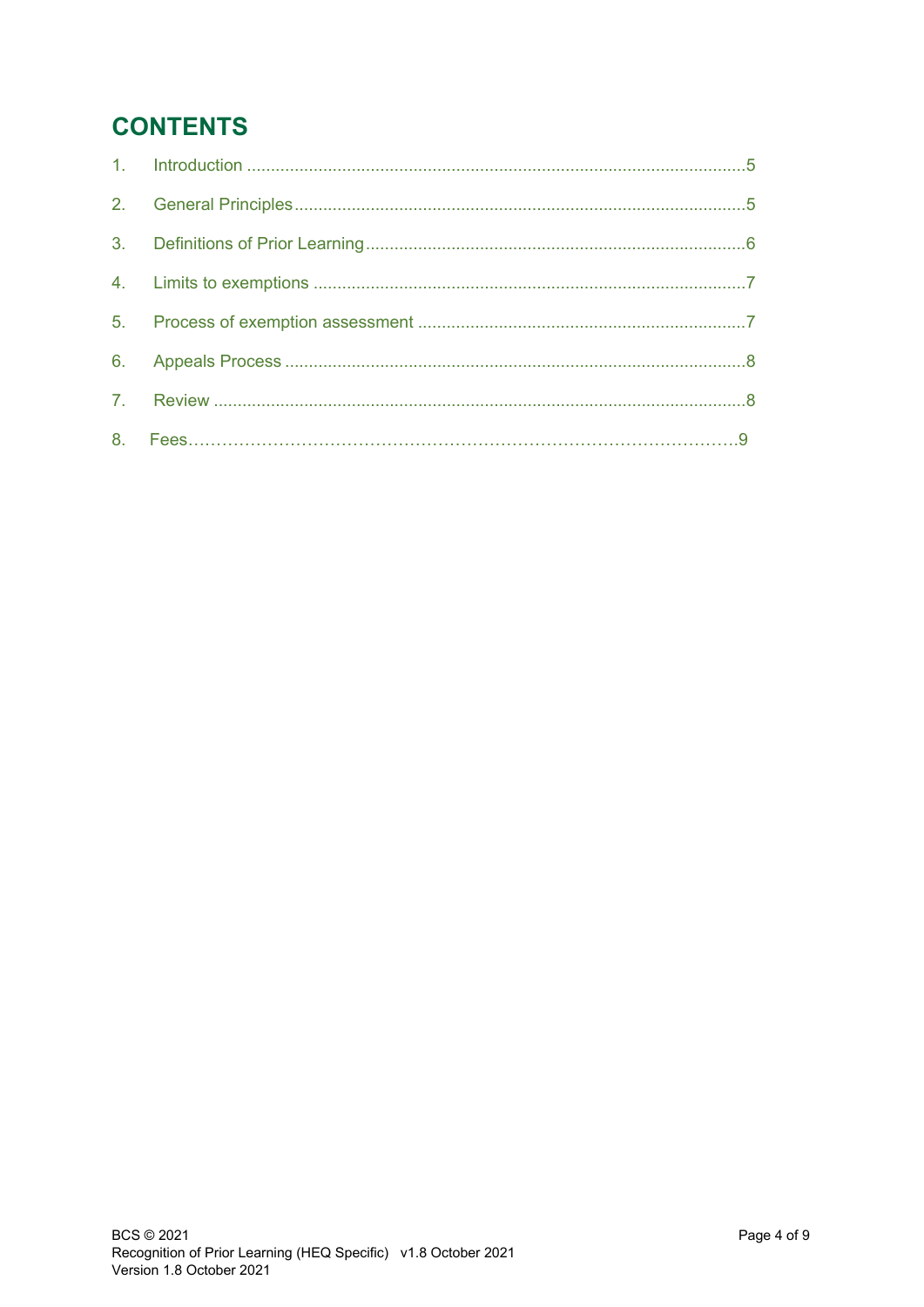# CONTENTS

1. Introduction ........................................................................................................5
2. General Principles..............................................................................................5
3. Definitions of Prior Learning................................................................................6
4. Limits to exemptions ..........................................................................................7
5. Process of exemption assessment .....................................................................7
6. Appeals Process ................................................................................................8
7. Review ...............................................................................................................8
8. Fees……………………………………………………………………………………….9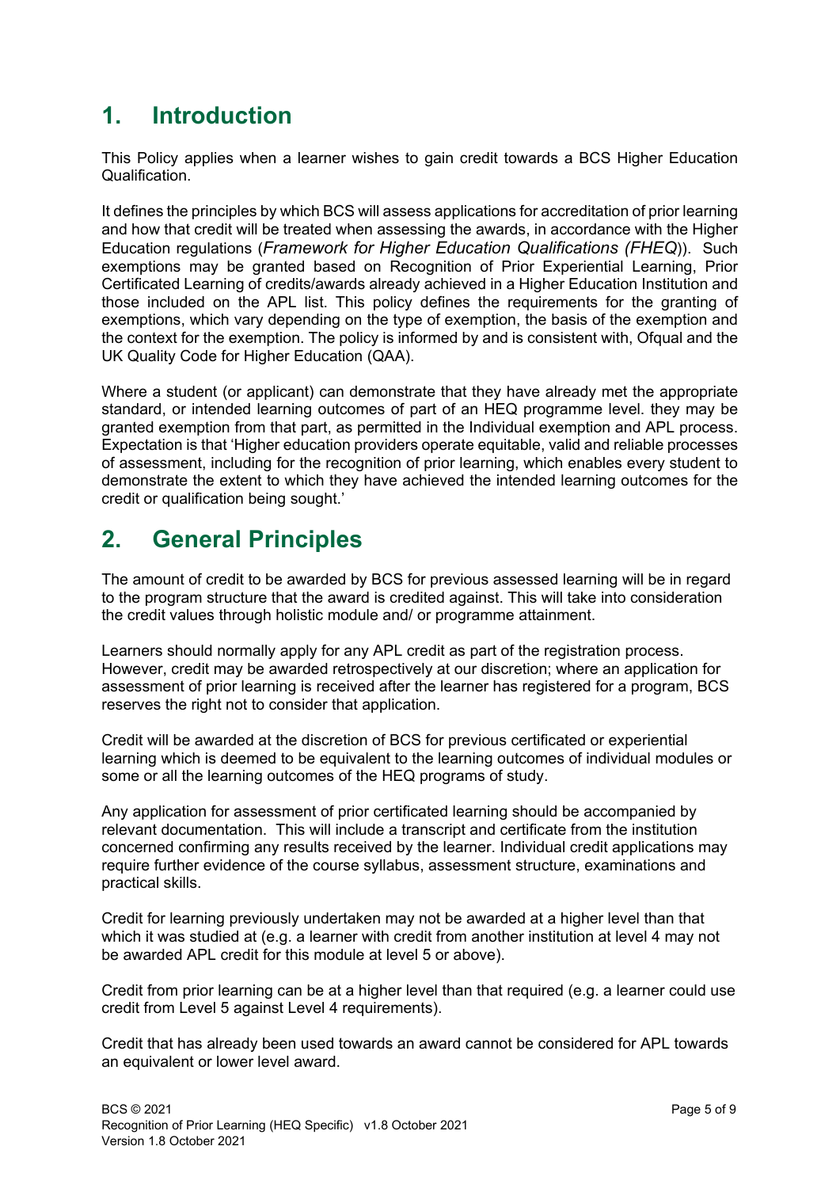# 1. Introduction

This Policy applies when a learner wishes to gain credit towards a BCS Higher Education Qualification.

It defines the principles by which BCS will assess applications for accreditation of prior learning and how that credit will be treated when assessing the awards, in accordance with the Higher Education regulations (*Framework for Higher Education Qualifications (FHEQ)*). Such exemptions may be granted based on Recognition of Prior Experiential Learning, Prior Certificated Learning of credits/awards already achieved in a Higher Education Institution and those included on the APL list. This policy defines the requirements for the granting of exemptions, which vary depending on the type of exemption, the basis of the exemption and the context for the exemption. The policy is informed by and is consistent with, Ofqual and the UK Quality Code for Higher Education (QAA).

Where a student (or applicant) can demonstrate that they have already met the appropriate standard, or intended learning outcomes of part of an HEQ programme level. they may be granted exemption from that part, as permitted in the Individual exemption and APL process. Expectation is that 'Higher education providers operate equitable, valid and reliable processes of assessment, including for the recognition of prior learning, which enables every student to demonstrate the extent to which they have achieved the intended learning outcomes for the credit or qualification being sought.'

# 2. General Principles

The amount of credit to be awarded by BCS for previous assessed learning will be in regard to the program structure that the award is credited against. This will take into consideration the credit values through holistic module and/ or programme attainment.

Learners should normally apply for any APL credit as part of the registration process. However, credit may be awarded retrospectively at our discretion; where an application for assessment of prior learning is received after the learner has registered for a program, BCS reserves the right not to consider that application.

Credit will be awarded at the discretion of BCS for previous certificated or experiential learning which is deemed to be equivalent to the learning outcomes of individual modules or some or all the learning outcomes of the HEQ programs of study.

Any application for assessment of prior certificated learning should be accompanied by relevant documentation. This will include a transcript and certificate from the institution concerned confirming any results received by the learner. Individual credit applications may require further evidence of the course syllabus, assessment structure, examinations and practical skills.

Credit for learning previously undertaken may not be awarded at a higher level than that which it was studied at (e.g. a learner with credit from another institution at level 4 may not be awarded APL credit for this module at level 5 or above).

Credit from prior learning can be at a higher level than that required (e.g. a learner could use credit from Level 5 against Level 4 requirements).

Credit that has already been used towards an award cannot be considered for APL towards an equivalent or lower level award.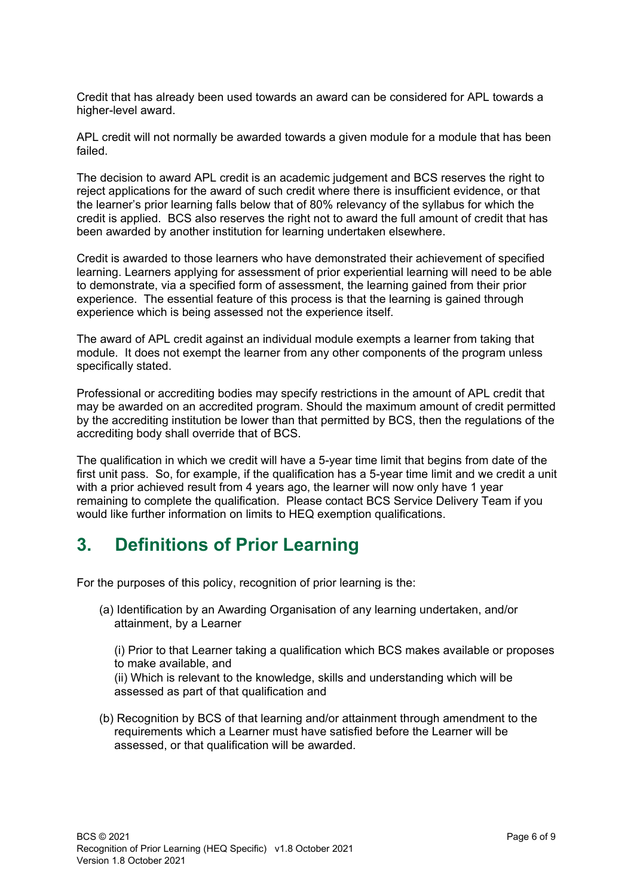Credit that has already been used towards an award can be considered for APL towards a higher-level award.

APL credit will not normally be awarded towards a given module for a module that has been failed.

The decision to award APL credit is an academic judgement and BCS reserves the right to reject applications for the award of such credit where there is insufficient evidence, or that the learner's prior learning falls below that of 80% relevancy of the syllabus for which the credit is applied. BCS also reserves the right not to award the full amount of credit that has been awarded by another institution for learning undertaken elsewhere.

Credit is awarded to those learners who have demonstrated their achievement of specified learning. Learners applying for assessment of prior experiential learning will need to be able to demonstrate, via a specified form of assessment, the learning gained from their prior experience. The essential feature of this process is that the learning is gained through experience which is being assessed not the experience itself.

The award of APL credit against an individual module exempts a learner from taking that module. It does not exempt the learner from any other components of the program unless specifically stated.

Professional or accrediting bodies may specify restrictions in the amount of APL credit that may be awarded on an accredited program. Should the maximum amount of credit permitted by the accrediting institution be lower than that permitted by BCS, then the regulations of the accrediting body shall override that of BCS.

The qualification in which we credit will have a 5-year time limit that begins from date of the first unit pass. So, for example, if the qualification has a 5-year time limit and we credit a unit with a prior achieved result from 4 years ago, the learner will now only have 1 year remaining to complete the qualification. Please contact BCS Service Delivery Team if you would like further information on limits to HEQ exemption qualifications.

## 3. Definitions of Prior Learning

For the purposes of this policy, recognition of prior learning is the:

(a) Identification by an Awarding Organisation of any learning undertaken, and/or attainment, by a Learner

(i) Prior to that Learner taking a qualification which BCS makes available or proposes to make available, and
(ii) Which is relevant to the knowledge, skills and understanding which will be assessed as part of that qualification and

(b) Recognition by BCS of that learning and/or attainment through amendment to the requirements which a Learner must have satisfied before the Learner will be assessed, or that qualification will be awarded.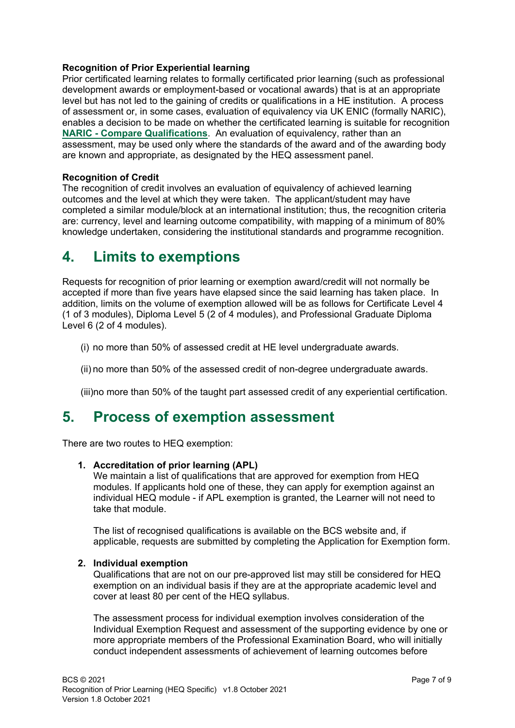**Recognition of Prior Experiential learning**

Prior certificated learning relates to formally certificated prior learning (such as professional development awards or employment-based or vocational awards) that is at an appropriate level but has not led to the gaining of credits or qualifications in a HE institution. A process of assessment or, in some cases, evaluation of equivalency via UK ENIC (formally NARIC), enables a decision to be made on whether the certificated learning is suitable for recognition **NARIC - Compare Qualifications**. An evaluation of equivalency, rather than an assessment, may be used only where the standards of the award and of the awarding body are known and appropriate, as designated by the HEQ assessment panel.

**Recognition of Credit**

The recognition of credit involves an evaluation of equivalency of achieved learning outcomes and the level at which they were taken. The applicant/student may have completed a similar module/block at an international institution; thus, the recognition criteria are: currency, level and learning outcome compatibility, with mapping of a minimum of 80% knowledge undertaken, considering the institutional standards and programme recognition.

## 4. Limits to exemptions

Requests for recognition of prior learning or exemption award/credit will not normally be accepted if more than five years have elapsed since the said learning has taken place. In addition, limits on the volume of exemption allowed will be as follows for Certificate Level 4 (1 of 3 modules), Diploma Level 5 (2 of 4 modules), and Professional Graduate Diploma Level 6 (2 of 4 modules).

(i) no more than 50% of assessed credit at HE level undergraduate awards.

(ii) no more than 50% of the assessed credit of non-degree undergraduate awards.

(iii)no more than 50% of the taught part assessed credit of any experiential certification.

## 5. Process of exemption assessment

There are two routes to HEQ exemption:

1. **Accreditation of prior learning (APL)**

   We maintain a list of qualifications that are approved for exemption from HEQ modules. If applicants hold one of these, they can apply for exemption against an individual HEQ module - if APL exemption is granted, the Learner will not need to take that module.

   The list of recognised qualifications is available on the BCS website and, if applicable, requests are submitted by completing the Application for Exemption form.

2. **Individual exemption**

   Qualifications that are not on our pre-approved list may still be considered for HEQ exemption on an individual basis if they are at the appropriate academic level and cover at least 80 per cent of the HEQ syllabus.

   The assessment process for individual exemption involves consideration of the Individual Exemption Request and assessment of the supporting evidence by one or more appropriate members of the Professional Examination Board, who will initially conduct independent assessments of achievement of learning outcomes before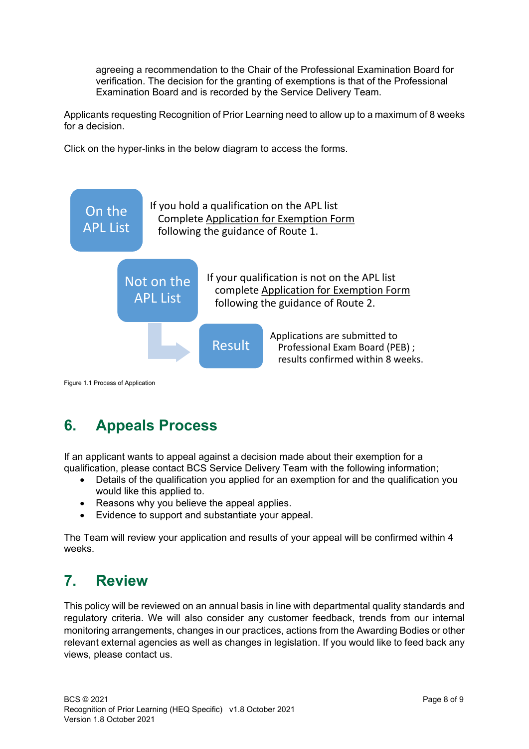agreeing a recommendation to the Chair of the Professional Examination Board for verification. The decision for the granting of exemptions is that of the Professional Examination Board and is recorded by the Service Delivery Team.

Applicants requesting Recognition of Prior Learning need to allow up to a maximum of 8 weeks for a decision.

Click on the hyper-links in the below diagram to access the forms.

**On the APL List**

If you hold a qualification on the APL list
Complete Application for Exemption Form following the guidance of Route 1.

**Not on the APL List**

If your qualification is not on the APL list complete Application for Exemption Form following the guidance of Route 2.

**Result**

Applications are submitted to Professional Exam Board (PEB) ; results confirmed within 8 weeks.

Figure 1.1 Process of Application

## 6. Appeals Process

If an applicant wants to appeal against a decision made about their exemption for a qualification, please contact BCS Service Delivery Team with the following information;

- Details of the qualification you applied for an exemption for and the qualification you would like this applied to.
- Reasons why you believe the appeal applies.
- Evidence to support and substantiate your appeal.

The Team will review your application and results of your appeal will be confirmed within 4 weeks.

## 7. Review

This policy will be reviewed on an annual basis in line with departmental quality standards and regulatory criteria. We will also consider any customer feedback, trends from our internal monitoring arrangements, changes in our practices, actions from the Awarding Bodies or other relevant external agencies as well as changes in legislation. If you would like to feed back any views, please contact us.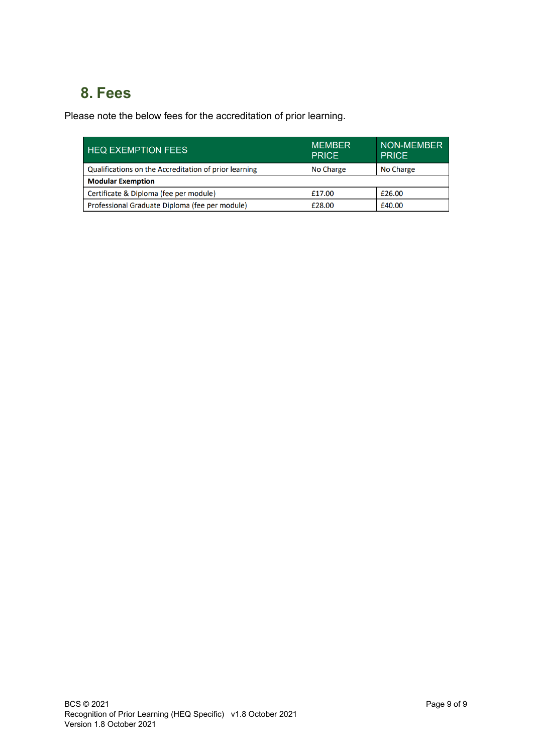## 8. Fees

Please note the below fees for the accreditation of prior learning.

| HEQ EXEMPTION FEES | MEMBER PRICE | NON-MEMBER PRICE |
|---|---|---|
| Qualifications on the Accreditation of prior learning | No Charge | No Charge |
| **Modular Exemption** | | |
| Certificate & Diploma (fee per module) | £17.00 | £26.00 |
| Professional Graduate Diploma (fee per module) | £28.00 | £40.00 |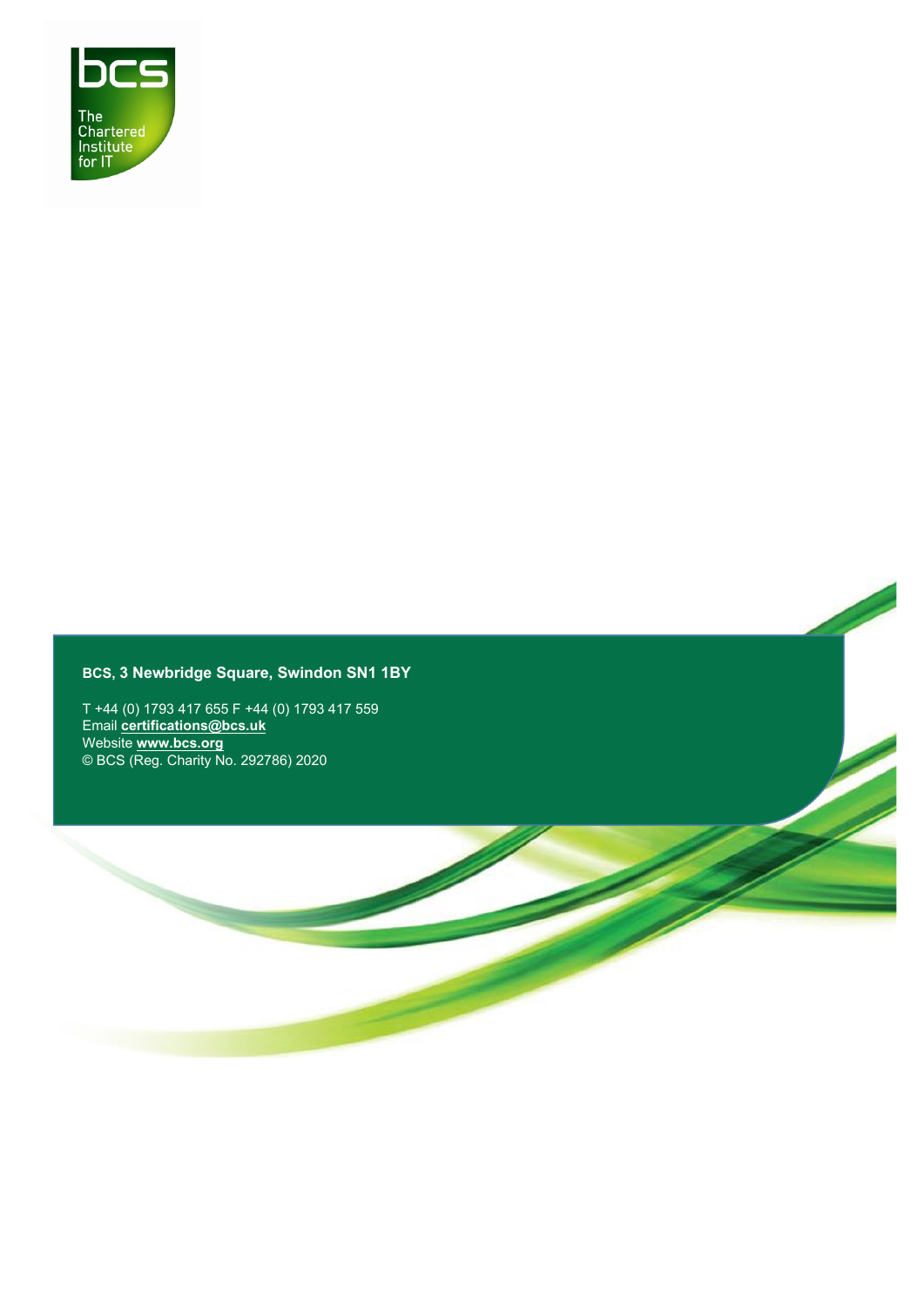**BCS, 3 Newbridge Square, Swindon SN1 1BY**

T +44 (0) 1793 417 655 F +44 (0) 1793 417 559
Email **certifications@bcs.uk**
Website **www.bcs.org**
© BCS (Reg. Charity No. 292786) 2020